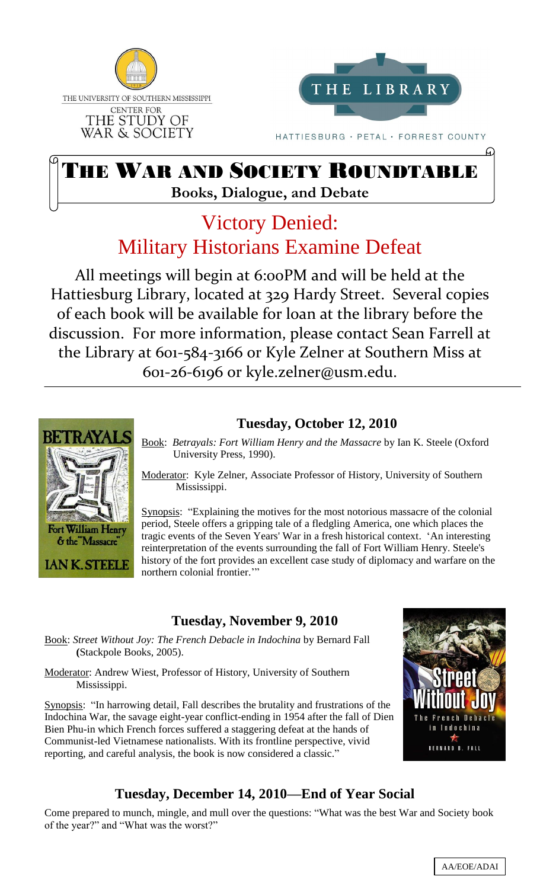THE UNIVERSITY OF SOUTHERN MISSISSIPPI
CENTER FOR
THE STUDY OF
WAR & SOCIETY

THE LIBRARY
HATTIESBURG · PETAL · FORREST COUNTY

# The War and Society Roundtable

**Books, Dialogue, and Debate**

## Victory Denied: Military Historians Examine Defeat

All meetings will begin at 6:00PM and will be held at the Hattiesburg Library, located at 329 Hardy Street. Several copies of each book will be available for loan at the library before the discussion. For more information, please contact Sean Farrell at the Library at 601-584-3166 or Kyle Zelner at Southern Miss at 601-26-6196 or kyle.zelner@usm.edu.

---

### Tuesday, October 12, 2010

Book: *Betrayals: Fort William Henry and the Massacre* by Ian K. Steele (Oxford University Press, 1990).

Moderator: Kyle Zelner, Associate Professor of History, University of Southern Mississippi.

Synopsis: "Explaining the motives for the most notorious massacre of the colonial period, Steele offers a gripping tale of a fledgling America, one which places the tragic events of the Seven Years' War in a fresh historical context. 'An interesting reinterpretation of the events surrounding the fall of Fort William Henry. Steele's history of the fort provides an excellent case study of diplomacy and warfare on the northern colonial frontier.'"

### Tuesday, November 9, 2010

Book: *Street Without Joy: The French Debacle in Indochina* by Bernard Fall (Stackpole Books, 2005).

Moderator: Andrew Wiest, Professor of History, University of Southern Mississippi.

Synopsis: "In harrowing detail, Fall describes the brutality and frustrations of the Indochina War, the savage eight-year conflict-ending in 1954 after the fall of Dien Bien Phu-in which French forces suffered a staggering defeat at the hands of Communist-led Vietnamese nationalists. With its frontline perspective, vivid reporting, and careful analysis, the book is now considered a classic."

### Tuesday, December 14, 2010—End of Year Social

Come prepared to munch, mingle, and mull over the questions: "What was the best War and Society book of the year?" and "What was the worst?"

AA/EOE/ADAI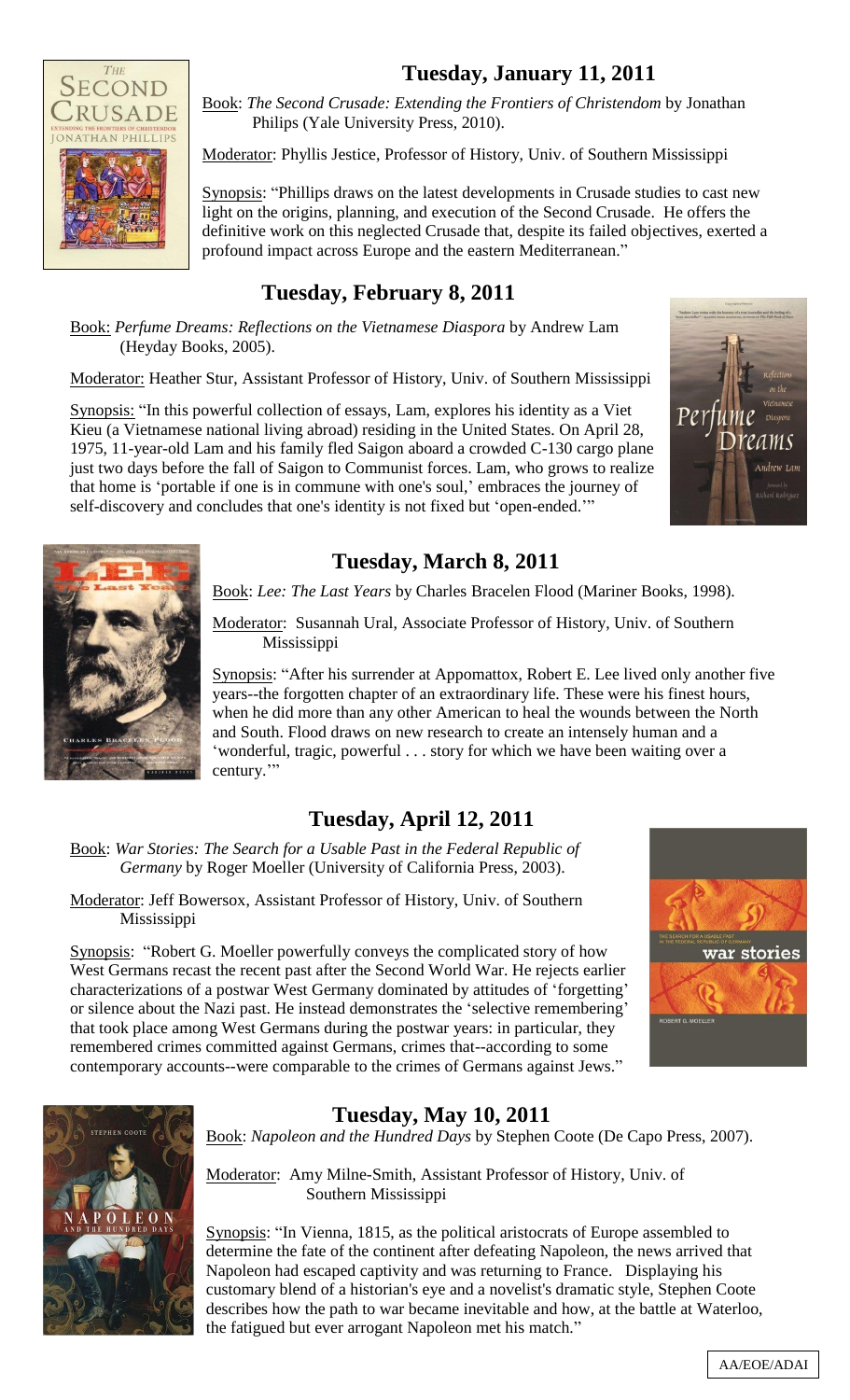## Tuesday, January 11, 2011

Book: *The Second Crusade: Extending the Frontiers of Christendom* by Jonathan Philips (Yale University Press, 2010).

Moderator: Phyllis Jestice, Professor of History, Univ. of Southern Mississippi

Synopsis: "Phillips draws on the latest developments in Crusade studies to cast new light on the origins, planning, and execution of the Second Crusade. He offers the definitive work on this neglected Crusade that, despite its failed objectives, exerted a profound impact across Europe and the eastern Mediterranean."

## Tuesday, February 8, 2011

Book: *Perfume Dreams: Reflections on the Vietnamese Diaspora* by Andrew Lam (Heyday Books, 2005).

Moderator: Heather Stur, Assistant Professor of History, Univ. of Southern Mississippi

Synopsis: "In this powerful collection of essays, Lam, explores his identity as a Viet Kieu (a Vietnamese national living abroad) residing in the United States. On April 28, 1975, 11-year-old Lam and his family fled Saigon aboard a crowded C-130 cargo plane just two days before the fall of Saigon to Communist forces. Lam, who grows to realize that home is 'portable if one is in commune with one's soul,' embraces the journey of self-discovery and concludes that one's identity is not fixed but 'open-ended.'"

## Tuesday, March 8, 2011

Book: *Lee: The Last Years* by Charles Bracelen Flood (Mariner Books, 1998).

Moderator: Susannah Ural, Associate Professor of History, Univ. of Southern Mississippi

Synopsis: "After his surrender at Appomattox, Robert E. Lee lived only another five years--the forgotten chapter of an extraordinary life. These were his finest hours, when he did more than any other American to heal the wounds between the North and South. Flood draws on new research to create an intensely human and a 'wonderful, tragic, powerful . . . story for which we have been waiting over a century.'"

## Tuesday, April 12, 2011

Book: *War Stories: The Search for a Usable Past in the Federal Republic of Germany* by Roger Moeller (University of California Press, 2003).

Moderator: Jeff Bowersox, Assistant Professor of History, Univ. of Southern Mississippi

Synopsis: "Robert G. Moeller powerfully conveys the complicated story of how West Germans recast the recent past after the Second World War. He rejects earlier characterizations of a postwar West Germany dominated by attitudes of 'forgetting' or silence about the Nazi past. He instead demonstrates the 'selective remembering' that took place among West Germans during the postwar years: in particular, they remembered crimes committed against Germans, crimes that--according to some contemporary accounts--were comparable to the crimes of Germans against Jews."

## Tuesday, May 10, 2011

Book: *Napoleon and the Hundred Days* by Stephen Coote (De Capo Press, 2007).

Moderator: Amy Milne-Smith, Assistant Professor of History, Univ. of Southern Mississippi

Synopsis: "In Vienna, 1815, as the political aristocrats of Europe assembled to determine the fate of the continent after defeating Napoleon, the news arrived that Napoleon had escaped captivity and was returning to France. Displaying his customary blend of a historian's eye and a novelist's dramatic style, Stephen Coote describes how the path to war became inevitable and how, at the battle at Waterloo, the fatigued but ever arrogant Napoleon met his match."

AA/EOE/ADAI